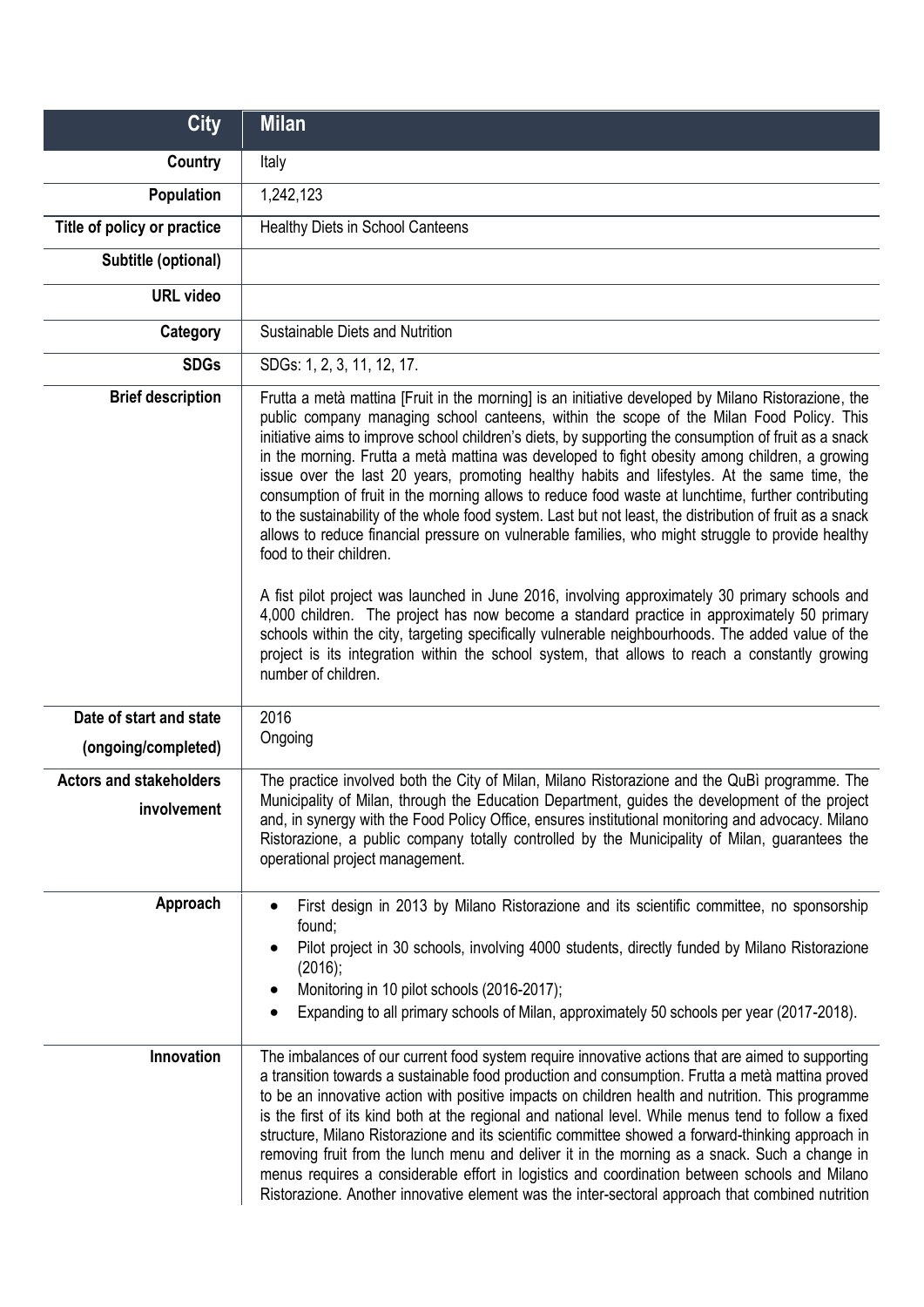| City | Milan |
|---|---|
| **Country** | Italy |
| **Population** | 1,242,123 |
| **Title of policy or practice** | Healthy Diets in School Canteens |
| **Subtitle (optional)** | |
| **URL video** | |
| **Category** | Sustainable Diets and Nutrition |
| **SDGs** | SDGs: 1, 2, 3, 11, 12, 17. |
| **Brief description** | Frutta a metà mattina [Fruit in the morning] is an initiative developed by Milano Ristorazione, the public company managing school canteens, within the scope of the Milan Food Policy. This initiative aims to improve school children's diets, by supporting the consumption of fruit as a snack in the morning. Frutta a metà mattina was developed to fight obesity among children, a growing issue over the last 20 years, promoting healthy habits and lifestyles. At the same time, the consumption of fruit in the morning allows to reduce food waste at lunchtime, further contributing to the sustainability of the whole food system. Last but not least, the distribution of fruit as a snack allows to reduce financial pressure on vulnerable families, who might struggle to provide healthy food to their children.<br><br>A fist pilot project was launched in June 2016, involving approximately 30 primary schools and 4,000 children. The project has now become a standard practice in approximately 50 primary schools within the city, targeting specifically vulnerable neighbourhoods. The added value of the project is its integration within the school system, that allows to reach a constantly growing number of children. |
| **Date of start and state (ongoing/completed)** | 2016<br>Ongoing |
| **Actors and stakeholders involvement** | The practice involved both the City of Milan, Milano Ristorazione and the QuBì programme. The Municipality of Milan, through the Education Department, guides the development of the project and, in synergy with the Food Policy Office, ensures institutional monitoring and advocacy. Milano Ristorazione, a public company totally controlled by the Municipality of Milan, guarantees the operational project management. |
| **Approach** | • First design in 2013 by Milano Ristorazione and its scientific committee, no sponsorship found;<br>• Pilot project in 30 schools, involving 4000 students, directly funded by Milano Ristorazione (2016);<br>• Monitoring in 10 pilot schools (2016-2017);<br>• Expanding to all primary schools of Milan, approximately 50 schools per year (2017-2018). |
| **Innovation** | The imbalances of our current food system require innovative actions that are aimed to supporting a transition towards a sustainable food production and consumption. Frutta a metà mattina proved to be an innovative action with positive impacts on children health and nutrition. This programme is the first of its kind both at the regional and national level. While menus tend to follow a fixed structure, Milano Ristorazione and its scientific committee showed a forward-thinking approach in removing fruit from the lunch menu and deliver it in the morning as a snack. Such a change in menus requires a considerable effort in logistics and coordination between schools and Milano Ristorazione. Another innovative element was the inter-sectoral approach that combined nutrition |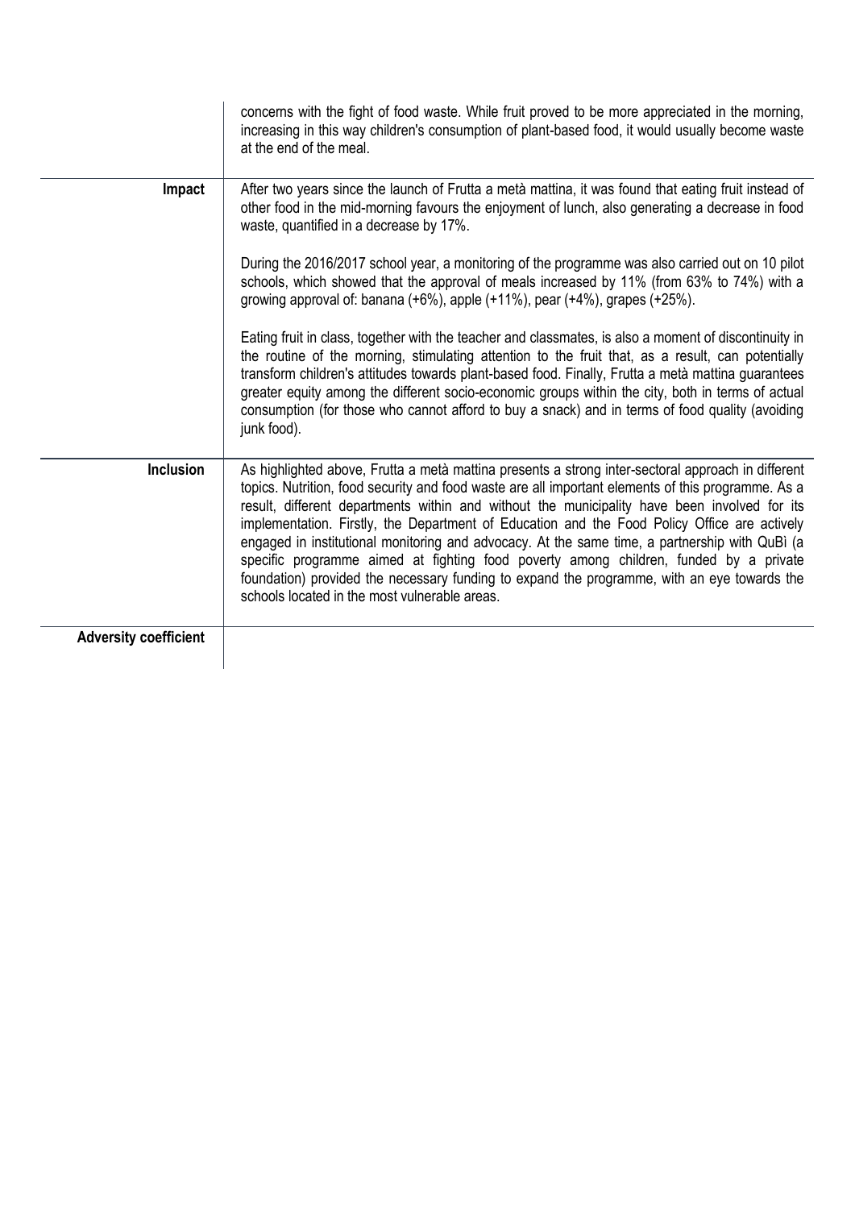| | |
|---|---|
| | concerns with the fight of food waste. While fruit proved to be more appreciated in the morning, increasing in this way children's consumption of plant-based food, it would usually become waste at the end of the meal. |
| **Impact** | After two years since the launch of Frutta a metà mattina, it was found that eating fruit instead of other food in the mid-morning favours the enjoyment of lunch, also generating a decrease in food waste, quantified in a decrease by 17%.<br><br>During the 2016/2017 school year, a monitoring of the programme was also carried out on 10 pilot schools, which showed that the approval of meals increased by 11% (from 63% to 74%) with a growing approval of: banana (+6%), apple (+11%), pear (+4%), grapes (+25%).<br><br>Eating fruit in class, together with the teacher and classmates, is also a moment of discontinuity in the routine of the morning, stimulating attention to the fruit that, as a result, can potentially transform children's attitudes towards plant-based food. Finally, Frutta a metà mattina guarantees greater equity among the different socio-economic groups within the city, both in terms of actual consumption (for those who cannot afford to buy a snack) and in terms of food quality (avoiding junk food). |
| **Inclusion** | As highlighted above, Frutta a metà mattina presents a strong inter-sectoral approach in different topics. Nutrition, food security and food waste are all important elements of this programme. As a result, different departments within and without the municipality have been involved for its implementation. Firstly, the Department of Education and the Food Policy Office are actively engaged in institutional monitoring and advocacy. At the same time, a partnership with QuBì (a specific programme aimed at fighting food poverty among children, funded by a private foundation) provided the necessary funding to expand the programme, with an eye towards the schools located in the most vulnerable areas. |
| **Adversity coefficient** | |